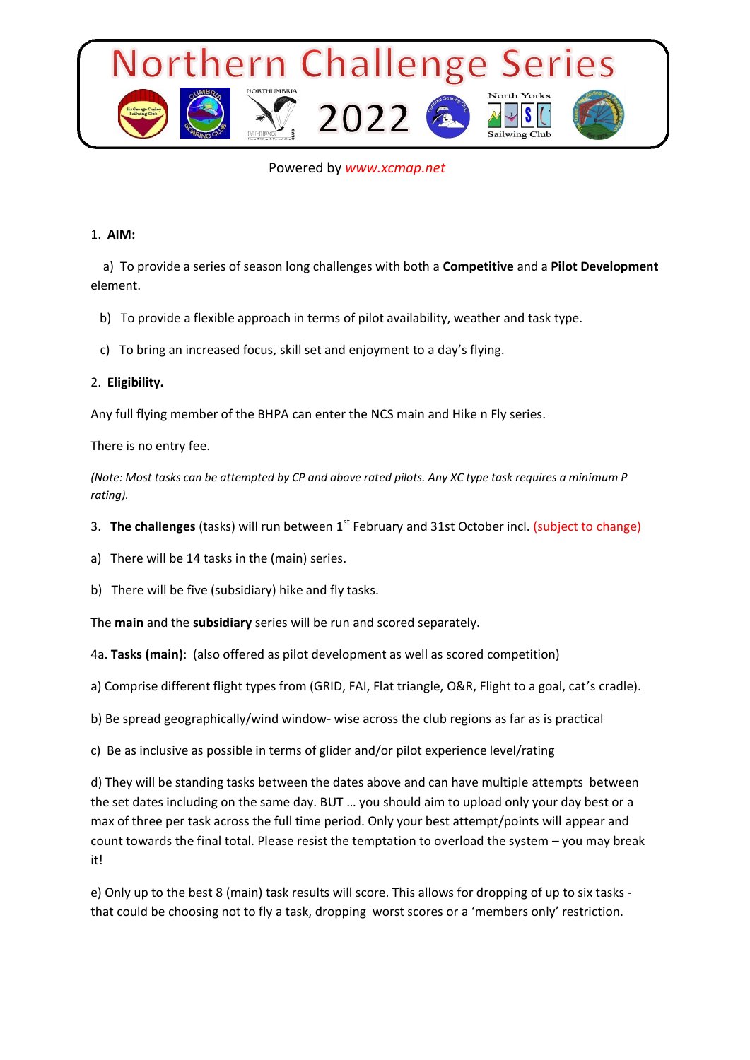# Northern Challenge Series 2022

Powered by *www.xcmap.net*

1. **AIM:**

   a) To provide a series of season long challenges with both a **Competitive** and a **Pilot Development** element.

   b) To provide a flexible approach in terms of pilot availability, weather and task type.

   c) To bring an increased focus, skill set and enjoyment to a day's flying.

2. **Eligibility.**

Any full flying member of the BHPA can enter the NCS main and Hike n Fly series.

There is no entry fee.

*(Note: Most tasks can be attempted by CP and above rated pilots. Any XC type task requires a minimum P rating).*

3. **The challenges** (tasks) will run between 1st February and 31st October incl. (subject to change)

a) There will be 14 tasks in the (main) series.

b) There will be five (subsidiary) hike and fly tasks.

The **main** and the **subsidiary** series will be run and scored separately.

4a. **Tasks (main)**: (also offered as pilot development as well as scored competition)

a) Comprise different flight types from (GRID, FAI, Flat triangle, O&R, Flight to a goal, cat's cradle).

b) Be spread geographically/wind window- wise across the club regions as far as is practical

c) Be as inclusive as possible in terms of glider and/or pilot experience level/rating

d) They will be standing tasks between the dates above and can have multiple attempts between the set dates including on the same day. BUT … you should aim to upload only your day best or a max of three per task across the full time period. Only your best attempt/points will appear and count towards the final total. Please resist the temptation to overload the system – you may break it!

e) Only up to the best 8 (main) task results will score. This allows for dropping of up to six tasks - that could be choosing not to fly a task, dropping worst scores or a 'members only' restriction.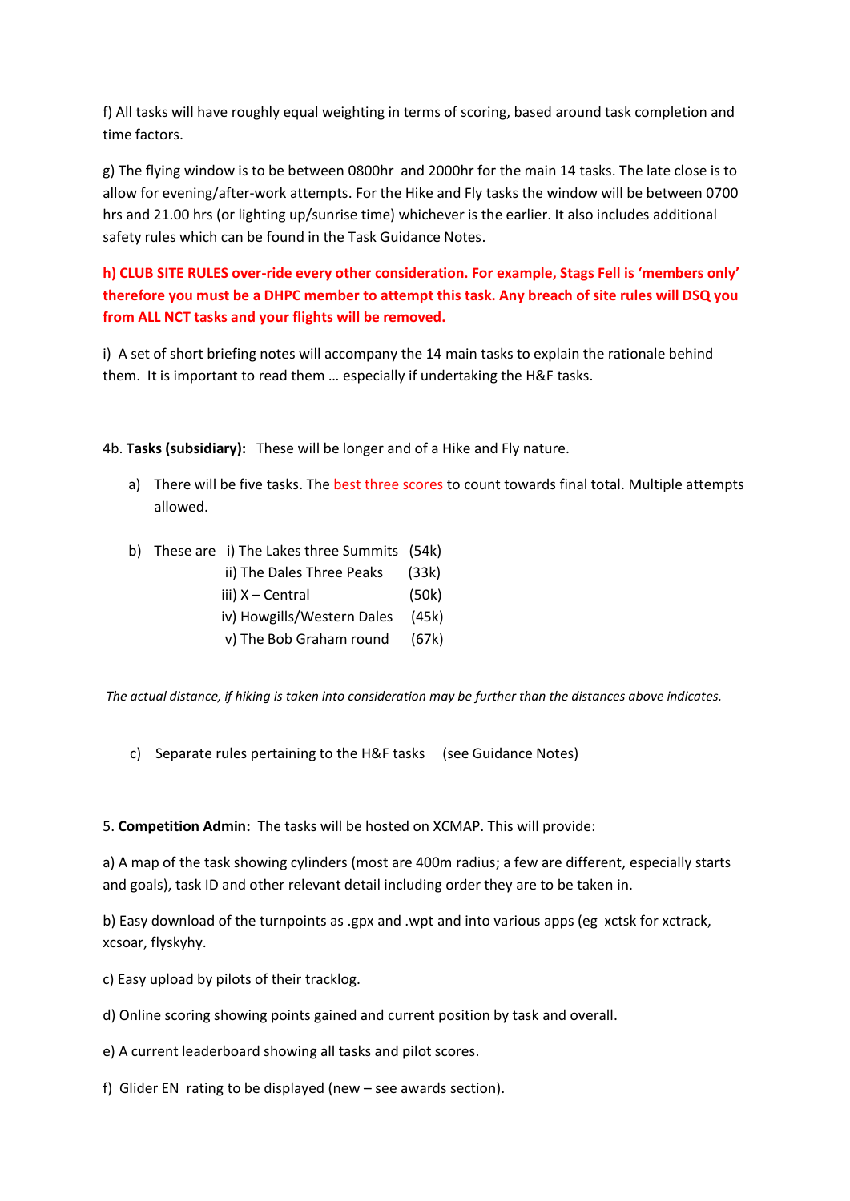f) All tasks will have roughly equal weighting in terms of scoring, based around task completion and time factors.

g) The flying window is to be between 0800hr and 2000hr for the main 14 tasks. The late close is to allow for evening/after-work attempts. For the Hike and Fly tasks the window will be between 0700 hrs and 21.00 hrs (or lighting up/sunrise time) whichever is the earlier. It also includes additional safety rules which can be found in the Task Guidance Notes.

**h) CLUB SITE RULES over-ride every other consideration. For example, Stags Fell is 'members only' therefore you must be a DHPC member to attempt this task. Any breach of site rules will DSQ you from ALL NCT tasks and your flights will be removed.**

i) A set of short briefing notes will accompany the 14 main tasks to explain the rationale behind them. It is important to read them … especially if undertaking the H&F tasks.

4b. **Tasks (subsidiary):** These will be longer and of a Hike and Fly nature.

a) There will be five tasks. The best three scores to count towards final total. Multiple attempts allowed.

b) These are
   i) The Lakes three Summits (54k)
   ii) The Dales Three Peaks (33k)
   iii) X – Central (50k)
   iv) Howgills/Western Dales (45k)
   v) The Bob Graham round (67k)

*The actual distance, if hiking is taken into consideration may be further than the distances above indicates.*

c) Separate rules pertaining to the H&F tasks (see Guidance Notes)

5. **Competition Admin:** The tasks will be hosted on XCMAP. This will provide:

a) A map of the task showing cylinders (most are 400m radius; a few are different, especially starts and goals), task ID and other relevant detail including order they are to be taken in.

b) Easy download of the turnpoints as .gpx and .wpt and into various apps (eg xctsk for xctrack, xcsoar, flyskyhy.

c) Easy upload by pilots of their tracklog.

d) Online scoring showing points gained and current position by task and overall.

e) A current leaderboard showing all tasks and pilot scores.

f) Glider EN rating to be displayed (new – see awards section).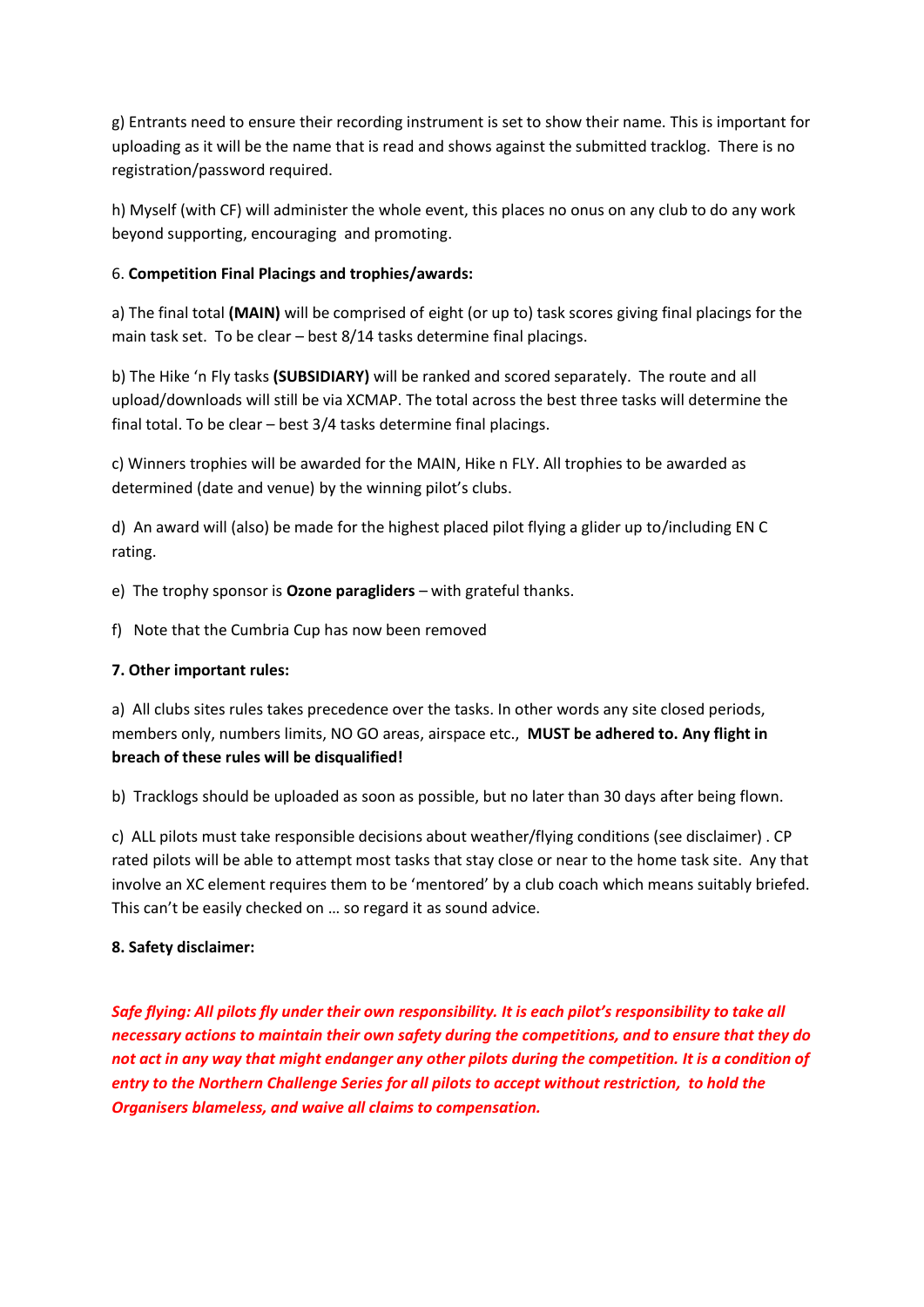g) Entrants need to ensure their recording instrument is set to show their name. This is important for uploading as it will be the name that is read and shows against the submitted tracklog. There is no registration/password required.

h) Myself (with CF) will administer the whole event, this places no onus on any club to do any work beyond supporting, encouraging and promoting.

6. **Competition Final Placings and trophies/awards:**

a) The final total **(MAIN)** will be comprised of eight (or up to) task scores giving final placings for the main task set. To be clear – best 8/14 tasks determine final placings.

b) The Hike 'n Fly tasks **(SUBSIDIARY)** will be ranked and scored separately. The route and all upload/downloads will still be via XCMAP. The total across the best three tasks will determine the final total. To be clear – best 3/4 tasks determine final placings.

c) Winners trophies will be awarded for the MAIN, Hike n FLY. All trophies to be awarded as determined (date and venue) by the winning pilot's clubs.

d) An award will (also) be made for the highest placed pilot flying a glider up to/including EN C rating.

e) The trophy sponsor is **Ozone paragliders** – with grateful thanks.

f) Note that the Cumbria Cup has now been removed

**7. Other important rules:**

a) All clubs sites rules takes precedence over the tasks. In other words any site closed periods, members only, numbers limits, NO GO areas, airspace etc., **MUST be adhered to. Any flight in breach of these rules will be disqualified!**

b) Tracklogs should be uploaded as soon as possible, but no later than 30 days after being flown.

c) ALL pilots must take responsible decisions about weather/flying conditions (see disclaimer) . CP rated pilots will be able to attempt most tasks that stay close or near to the home task site. Any that involve an XC element requires them to be 'mentored' by a club coach which means suitably briefed. This can't be easily checked on … so regard it as sound advice.

**8. Safety disclaimer:**

***Safe flying: All pilots fly under their own responsibility. It is each pilot's responsibility to take all necessary actions to maintain their own safety during the competitions, and to ensure that they do not act in any way that might endanger any other pilots during the competition. It is a condition of entry to the Northern Challenge Series for all pilots to accept without restriction, to hold the Organisers blameless, and waive all claims to compensation.***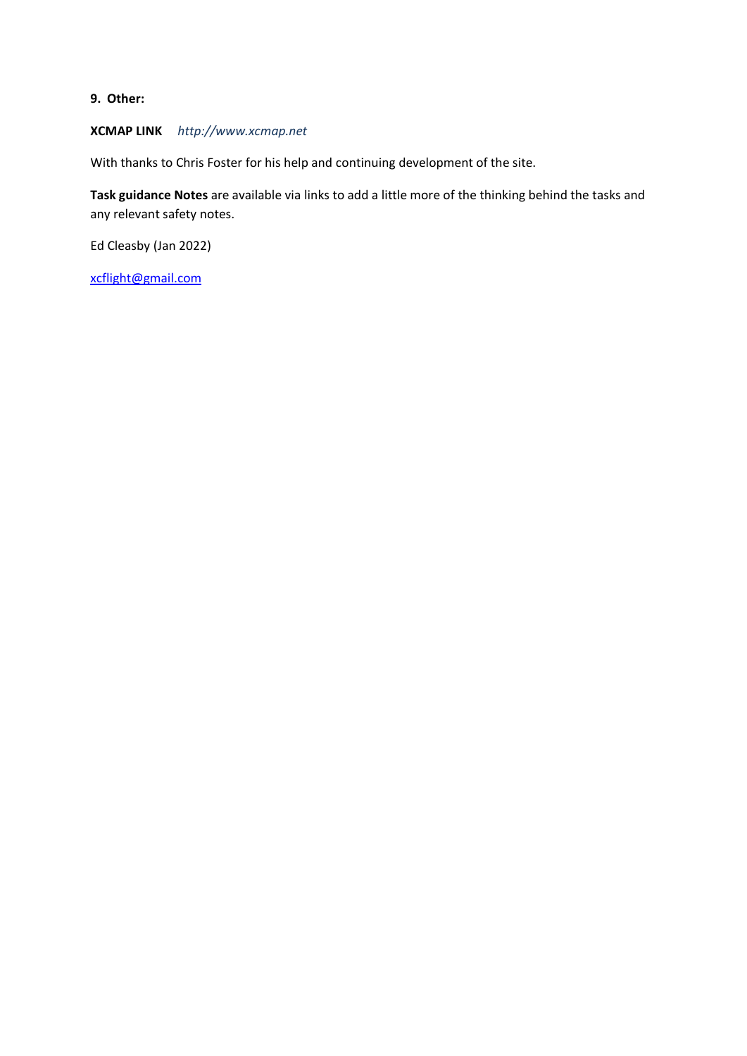**9. Other:**

**XCMAP LINK** *http://www.xcmap.net*

With thanks to Chris Foster for his help and continuing development of the site.

**Task guidance Notes** are available via links to add a little more of the thinking behind the tasks and any relevant safety notes.

Ed Cleasby (Jan 2022)

xcflight@gmail.com